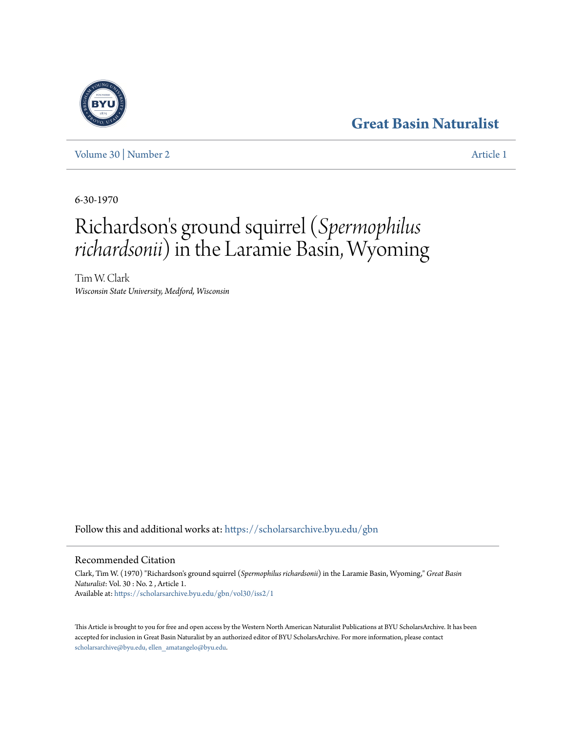Great Basin Naturalist

Volume 30 | Number 2

Article 1

6-30-1970

# Richardson's ground squirrel (*Spermophilus richardsonii*) in the Laramie Basin, Wyoming

Tim W. Clark
*Wisconsin State University, Medford, Wisconsin*

Follow this and additional works at: https://scholarsarchive.byu.edu/gbn

## Recommended Citation

Clark, Tim W. (1970) "Richardson's ground squirrel (*Spermophilus richardsonii*) in the Laramie Basin, Wyoming," *Great Basin Naturalist*: Vol. 30 : No. 2 , Article 1.
Available at: https://scholarsarchive.byu.edu/gbn/vol30/iss2/1

This Article is brought to you for free and open access by the Western North American Naturalist Publications at BYU ScholarsArchive. It has been accepted for inclusion in Great Basin Naturalist by an authorized editor of BYU ScholarsArchive. For more information, please contact scholarsarchive@byu.edu, ellen_amatangelo@byu.edu.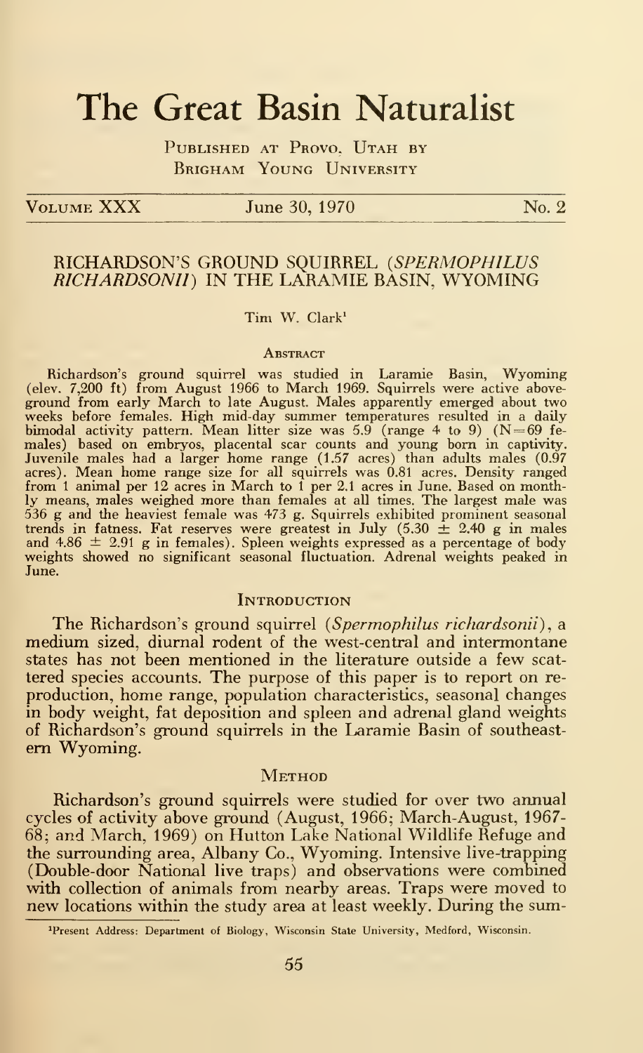# The Great Basin Naturalist

Published at Provo, Utah by Brigham Young University

Volume XXX June 30, 1970 No. 2

## RICHARDSON'S GROUND SQUIRREL (*SPERMOPHILUS RICHARDSONII*) IN THE LARAMIE BASIN, WYOMING

Tim W. Clark[1]

### Abstract

Richardson's ground squirrel was studied in Laramie Basin, Wyoming (elev. 7,200 ft) from August 1966 to March 1969. Squirrels were active aboveground from early March to late August. Males apparently emerged about two weeks before females. High mid-day summer temperatures resulted in a daily bimodal activity pattern. Mean litter size was 5.9 (range 4 to 9) (N=69 females) based on embryos, placental scar counts and young born in captivity. Juvenile males had a larger home range (1.57 acres) than adults males (0.97 acres). Mean home range size for all squirrels was 0.81 acres. Density ranged from 1 animal per 12 acres in March to 1 per 2.1 acres in June. Based on monthly means, males weighed more than females at all times. The largest male was 536 g and the heaviest female was 473 g. Squirrels exhibited prominent seasonal trends in fatness. Fat reserves were greatest in July ($5.30 \pm 2.40$ g in males and $4.86 \pm 2.91$ g in females). Spleen weights expressed as a percentage of body weights showed no significant seasonal fluctuation. Adrenal weights peaked in June.

### Introduction

The Richardson's ground squirrel (*Spermophilus richardsonii*), a medium sized, diurnal rodent of the west-central and intermontane states has not been mentioned in the literature outside a few scattered species accounts. The purpose of this paper is to report on reproduction, home range, population characteristics, seasonal changes in body weight, fat deposition and spleen and adrenal gland weights of Richardson's ground squirrels in the Laramie Basin of southeastern Wyoming.

### Method

Richardson's ground squirrels were studied for over two annual cycles of activity above ground (August, 1966; March-August, 1967-68; and March, 1969) on Hutton Lake National Wildlife Refuge and the surrounding area, Albany Co., Wyoming. Intensive live-trapping (Double-door National live traps) and observations were combined with collection of animals from nearby areas. Traps were moved to new locations within the study area at least weekly. During the sum-

[1]Present Address: Department of Biology, Wisconsin State University, Medford, Wisconsin.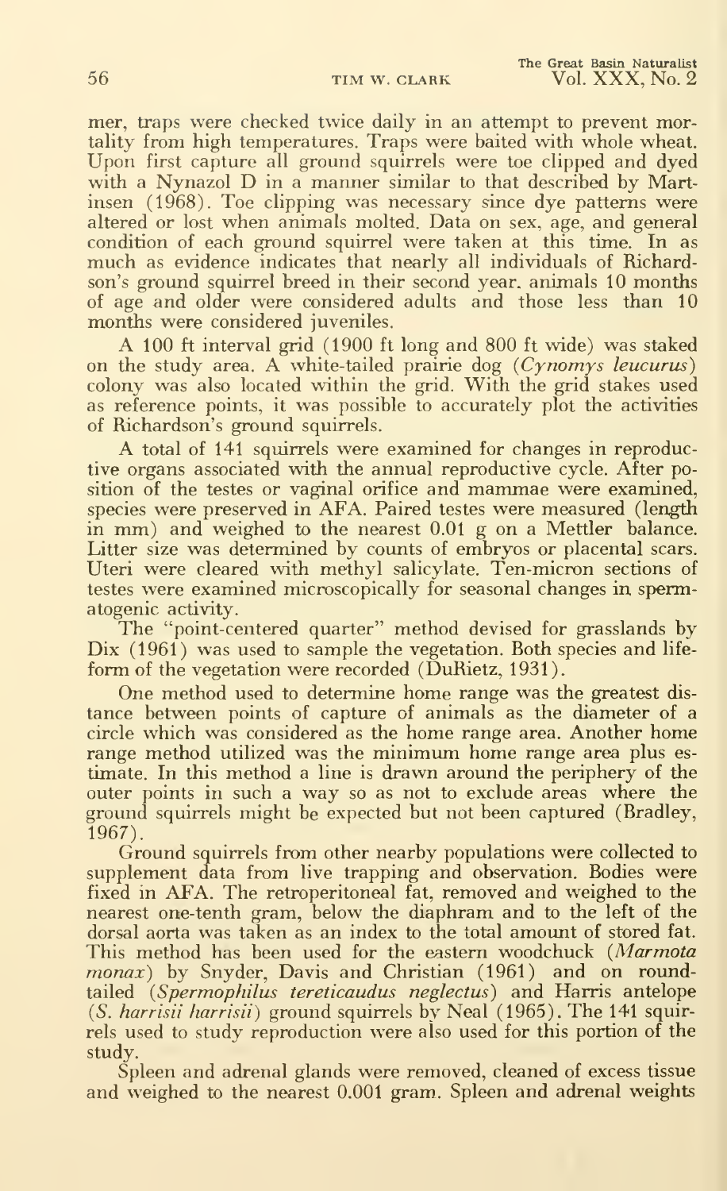mer, traps were checked twice daily in an attempt to prevent mortality from high temperatures. Traps were baited with whole wheat. Upon first capture all ground squirrels were toe clipped and dyed with a Nynazol D in a manner similar to that described by Martinsen (1968). Toe clipping was necessary since dye patterns were altered or lost when animals molted. Data on sex, age, and general condition of each ground squirrel were taken at this time. In as much as evidence indicates that nearly all individuals of Richardson's ground squirrel breed in their second year, animals 10 months of age and older were considered adults and those less than 10 months were considered juveniles.

A 100 ft interval grid (1900 ft long and 800 ft wide) was staked on the study area. A white-tailed prairie dog (*Cynomys leucurus*) colony was also located within the grid. With the grid stakes used as reference points, it was possible to accurately plot the activities of Richardson's ground squirrels.

A total of 141 squirrels were examined for changes in reproductive organs associated with the annual reproductive cycle. After position of the testes or vaginal orifice and mammae were examined, species were preserved in AFA. Paired testes were measured (length in mm) and weighed to the nearest 0.01 g on a Mettler balance. Litter size was determined by counts of embryos or placental scars. Uteri were cleared with methyl salicylate. Ten-micron sections of testes were examined microscopically for seasonal changes in spermatogenic activity.

The "point-centered quarter" method devised for grasslands by Dix (1961) was used to sample the vegetation. Both species and lifeform of the vegetation were recorded (DuRietz, 1931).

One method used to determine home range was the greatest distance between points of capture of animals as the diameter of a circle which was considered as the home range area. Another home range method utilized was the minimum home range area plus estimate. In this method a line is drawn around the periphery of the outer points in such a way so as not to exclude areas where the ground squirrels might be expected but not been captured (Bradley, 1967).

Ground squirrels from other nearby populations were collected to supplement data from live trapping and observation. Bodies were fixed in AFA. The retroperitoneal fat, removed and weighed to the nearest one-tenth gram, below the diaphram and to the left of the dorsal aorta was taken as an index to the total amount of stored fat. This method has been used for the eastern woodchuck (*Marmota monax*) by Snyder, Davis and Christian (1961) and on roundtailed (*Spermophilus tereticaudus neglectus*) and Harris antelope (*S. harrisii harrisii*) ground squirrels by Neal (1965). The 141 squirrels used to study reproduction were also used for this portion of the study.

Spleen and adrenal glands were removed, cleaned of excess tissue and weighed to the nearest 0.001 gram. Spleen and adrenal weights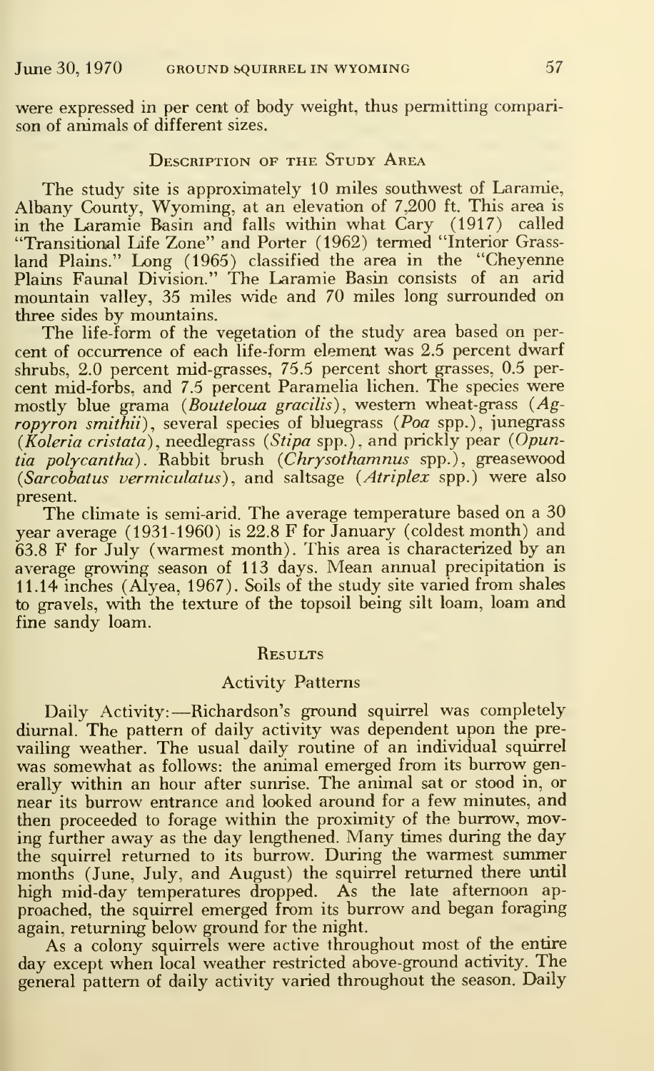were expressed in per cent of body weight, thus permitting comparison of animals of different sizes.

## Description of the Study Area

The study site is approximately 10 miles southwest of Laramie, Albany County, Wyoming, at an elevation of 7,200 ft. This area is in the Laramie Basin and falls within what Cary (1917) called "Transitional Life Zone" and Porter (1962) termed "Interior Grassland Plains." Long (1965) classified the area in the "Cheyenne Plains Faunal Division." The Laramie Basin consists of an arid mountain valley, 35 miles wide and 70 miles long surrounded on three sides by mountains.

The life-form of the vegetation of the study area based on percent of occurrence of each life-form element was 2.5 percent dwarf shrubs, 2.0 percent mid-grasses, 75.5 percent short grasses, 0.5 percent mid-forbs, and 7.5 percent Paramelia lichen. The species were mostly blue grama (*Bouteloua gracilis*), western wheat-grass (*Agropyron smithii*), several species of bluegrass (*Poa* spp.), junegrass (*Koleria cristata*), needlegrass (*Stipa* spp.), and prickly pear (*Opuntia polycantha*). Rabbit brush (*Chrysothamnus* spp.), greasewood (*Sarcobatus vermiculatus*), and saltsage (*Atriplex* spp.) were also present.

The climate is semi-arid. The average temperature based on a 30 year average (1931-1960) is 22.8 F for January (coldest month) and 63.8 F for July (warmest month). This area is characterized by an average growing season of 113 days. Mean annual precipitation is 11.14 inches (Alyea, 1967). Soils of the study site varied from shales to gravels, with the texture of the topsoil being silt loam, loam and fine sandy loam.

## Results

### Activity Patterns

Daily Activity:—Richardson's ground squirrel was completely diurnal. The pattern of daily activity was dependent upon the prevailing weather. The usual daily routine of an individual squirrel was somewhat as follows: the animal emerged from its burrow generally within an hour after sunrise. The animal sat or stood in, or near its burrow entrance and looked around for a few minutes, and then proceeded to forage within the proximity of the burrow, moving further away as the day lengthened. Many times during the day the squirrel returned to its burrow. During the warmest summer months (June, July, and August) the squirrel returned there until high mid-day temperatures dropped. As the late afternoon approached, the squirrel emerged from its burrow and began foraging again, returning below ground for the night.

As a colony squirrels were active throughout most of the entire day except when local weather restricted above-ground activity. The general pattern of daily activity varied throughout the season. Daily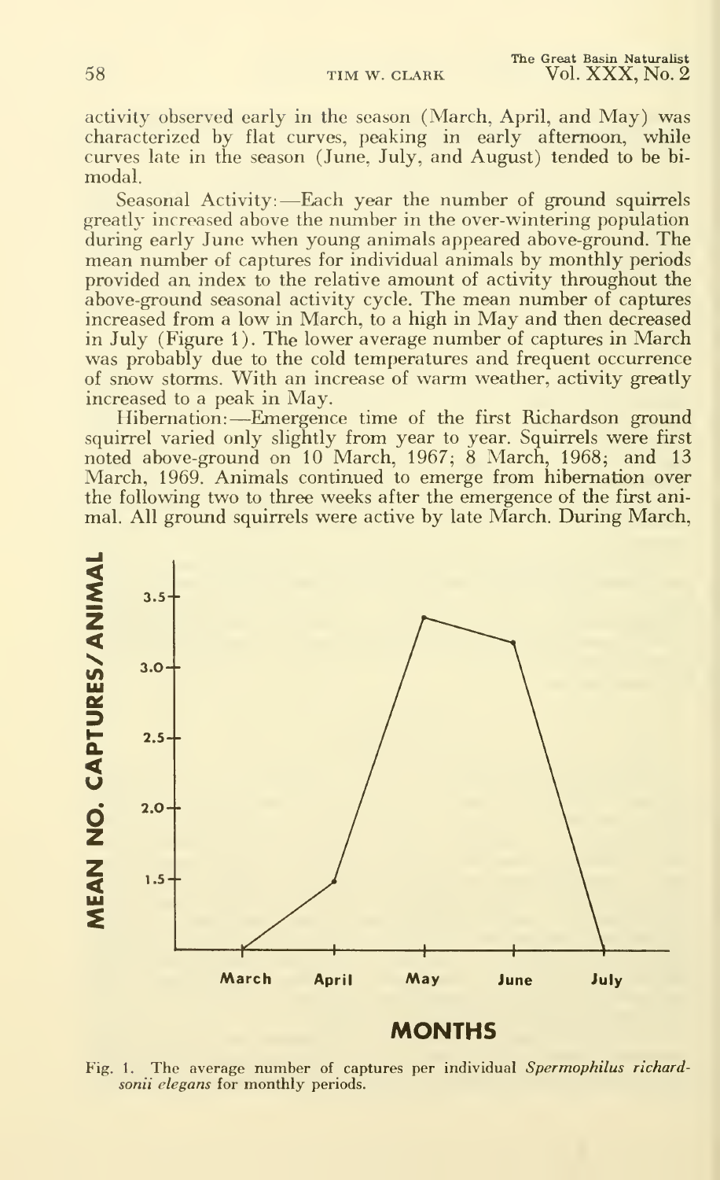activity observed early in the season (March, April, and May) was characterized by flat curves, peaking in early afternoon, while curves late in the season (June, July, and August) tended to be bimodal.

Seasonal Activity:—Each year the number of ground squirrels greatly increased above the number in the over-wintering population during early June when young animals appeared above-ground. The mean number of captures for individual animals by monthly periods provided an index to the relative amount of activity throughout the above-ground seasonal activity cycle. The mean number of captures increased from a low in March, to a high in May and then decreased in July (Figure 1). The lower average number of captures in March was probably due to the cold temperatures and frequent occurrence of snow storms. With an increase of warm weather, activity greatly increased to a peak in May.

Hibernation:—Emergence time of the first Richardson ground squirrel varied only slightly from year to year. Squirrels were first noted above-ground on 10 March, 1967; 8 March, 1968; and 13 March, 1969. Animals continued to emerge from hibernation over the following two to three weeks after the emergence of the first animal. All ground squirrels were active by late March. During March,

Fig. 1. The average number of captures per individual *Spermophilus richardsonii elegans* for monthly periods.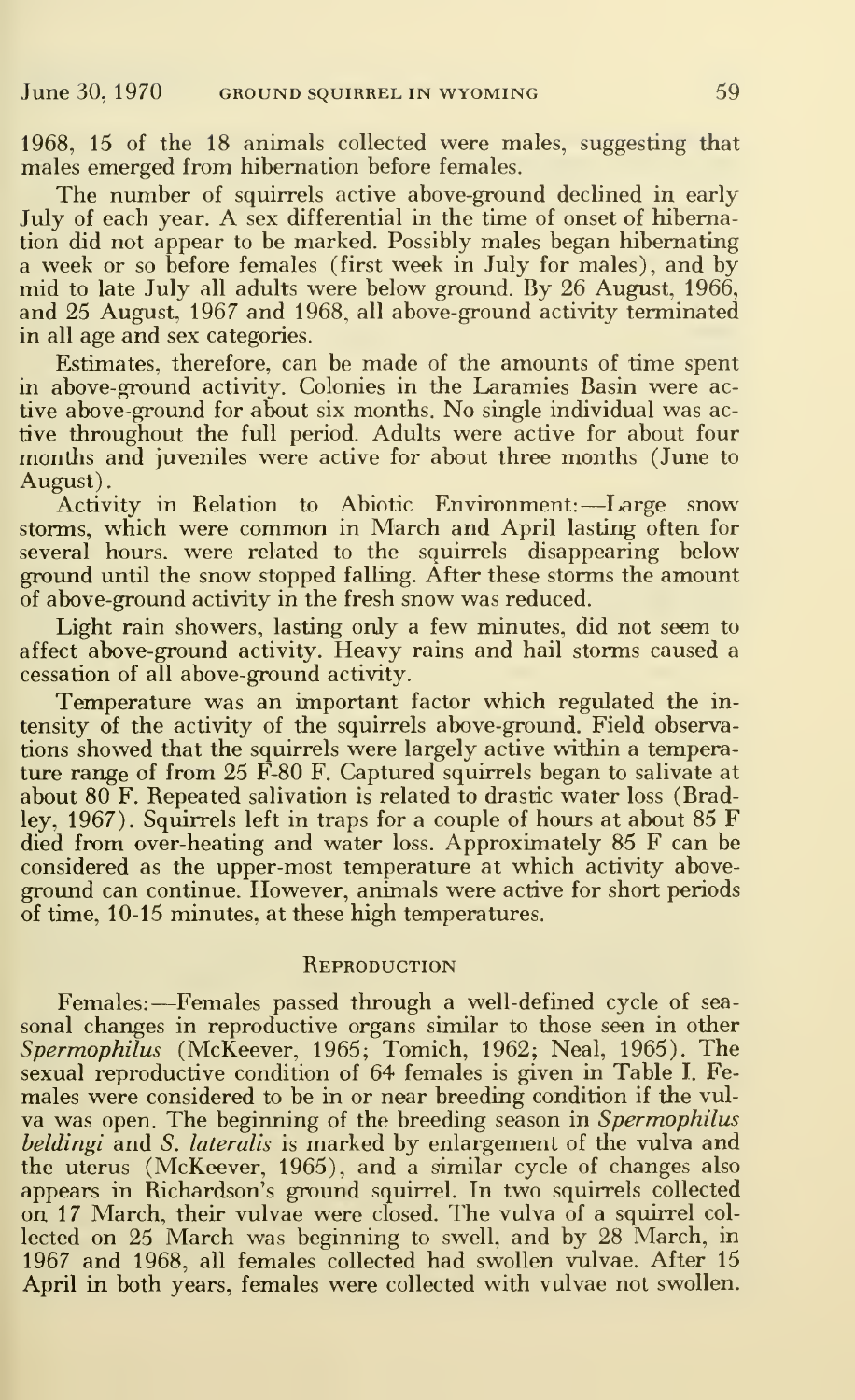1968, 15 of the 18 animals collected were males, suggesting that males emerged from hibernation before females.

The number of squirrels active above-ground declined in early July of each year. A sex differential in the time of onset of hibernation did not appear to be marked. Possibly males began hibernating a week or so before females (first week in July for males), and by mid to late July all adults were below ground. By 26 August, 1966, and 25 August, 1967 and 1968, all above-ground activity terminated in all age and sex categories.

Estimates, therefore, can be made of the amounts of time spent in above-ground activity. Colonies in the Laramies Basin were active above-ground for about six months. No single individual was active throughout the full period. Adults were active for about four months and juveniles were active for about three months (June to August).

Activity in Relation to Abiotic Environment:—Large snow storms, which were common in March and April lasting often for several hours. were related to the squirrels disappearing below ground until the snow stopped falling. After these storms the amount of above-ground activity in the fresh snow was reduced.

Light rain showers, lasting only a few minutes, did not seem to affect above-ground activity. Heavy rains and hail storms caused a cessation of all above-ground activity.

Temperature was an important factor which regulated the intensity of the activity of the squirrels above-ground. Field observations showed that the squirrels were largely active within a temperature range of from 25 F-80 F. Captured squirrels began to salivate at about 80 F. Repeated salivation is related to drastic water loss (Bradley, 1967). Squirrels left in traps for a couple of hours at about 85 F died from over-heating and water loss. Approximately 85 F can be considered as the upper-most temperature at which activity above-ground can continue. However, animals were active for short periods of time, 10-15 minutes, at these high temperatures.

## Reproduction

Females:—Females passed through a well-defined cycle of seasonal changes in reproductive organs similar to those seen in other *Spermophilus* (McKeever, 1965; Tomich, 1962; Neal, 1965). The sexual reproductive condition of 64 females is given in Table I. Females were considered to be in or near breeding condition if the vulva was open. The beginning of the breeding season in *Spermophilus beldingi* and *S. lateralis* is marked by enlargement of the vulva and the uterus (McKeever, 1965), and a similar cycle of changes also appears in Richardson's ground squirrel. In two squirrels collected on 17 March, their vulvae were closed. The vulva of a squirrel collected on 25 March was beginning to swell, and by 28 March, in 1967 and 1968, all females collected had swollen vulvae. After 15 April in both years, females were collected with vulvae not swollen.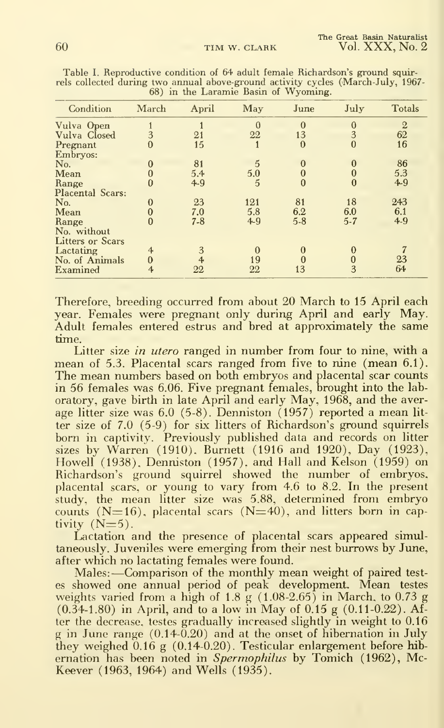Table I. Reproductive condition of 64 adult female Richardson's ground squirrels collected during two annual above-ground activity cycles (March-July, 1967-68) in the Laramie Basin of Wyoming.

| Condition | March | April | May | June | July | Totals |
|---|---|---|---|---|---|---|
| Vulva Open | 1 | 1 | 0 | 0 | 0 | 2 |
| Vulva Closed | 3 | 21 | 22 | 13 | 3 | 62 |
| Pregnant | 0 | 15 | 1 | 0 | 0 | 16 |
| Embryos: | | | | | | |
| No. | 0 | 81 | 5 | 0 | 0 | 86 |
| Mean | 0 | 5.4 | 5.0 | 0 | 0 | 5.3 |
| Range | 0 | 4-9 | 5 | 0 | 0 | 4-9 |
| Placental Scars: | | | | | | |
| No. | 0 | 23 | 121 | 81 | 18 | 243 |
| Mean | 0 | 7.0 | 5.8 | 6.2 | 6.0 | 6.1 |
| Range | 0 | 7-8 | 4-9 | 5-8 | 5-7 | 4-9 |
| No. without Litters or Scars | | | | | | |
| Lactating | 4 | 3 | 0 | 0 | 0 | 7 |
| No. of Animals | 0 | 4 | 19 | 0 | 0 | 23 |
| Examined | 4 | 22 | 22 | 13 | 3 | 64 |

Therefore, breeding occurred from about 20 March to 15 April each year. Females were pregnant only during April and early May. Adult females entered estrus and bred at approximately the same time.

Litter size *in utero* ranged in number from four to nine, with a mean of 5.3. Placental scars ranged from five to nine (mean 6.1). The mean numbers based on both embryos and placental scar counts in 56 females was 6.06. Five pregnant females, brought into the laboratory, gave birth in late April and early May, 1968, and the average litter size was 6.0 (5-8). Denniston (1957) reported a mean litter size of 7.0 (5-9) for six litters of Richardson's ground squirrels born in captivity. Previously published data and records on litter sizes by Warren (1910), Burnett (1916 and 1920), Day (1923), Howell (1938), Denniston (1957), and Hall and Kelson (1959) on Richardson's ground squirrel showed the number of embryos, placental scars, or young to vary from 4.6 to 8.2. In the present study, the mean litter size was 5.88, determined from embryo counts ($N=16$), placental scars ($N=40$), and litters born in captivity ($N=5$).

Lactation and the presence of placental scars appeared simultaneously. Juveniles were emerging from their nest burrows by June, after which no lactating females were found.

Males:—Comparison of the monthly mean weight of paired testes showed one annual period of peak development. Mean testes weights varied from a high of 1.8 g (1.08-2.65) in March, to 0.73 g (0.34-1.80) in April, and to a low in May of 0.15 g (0.11-0.22). After the decrease, testes gradually increased slightly in weight to 0.16 g in June range (0.14-0.20) and at the onset of hibernation in July they weighed 0.16 g (0.14-0.20). Testicular enlargement before hibernation has been noted in *Spermophilus* by Tomich (1962), McKeever (1963, 1964) and Wells (1935).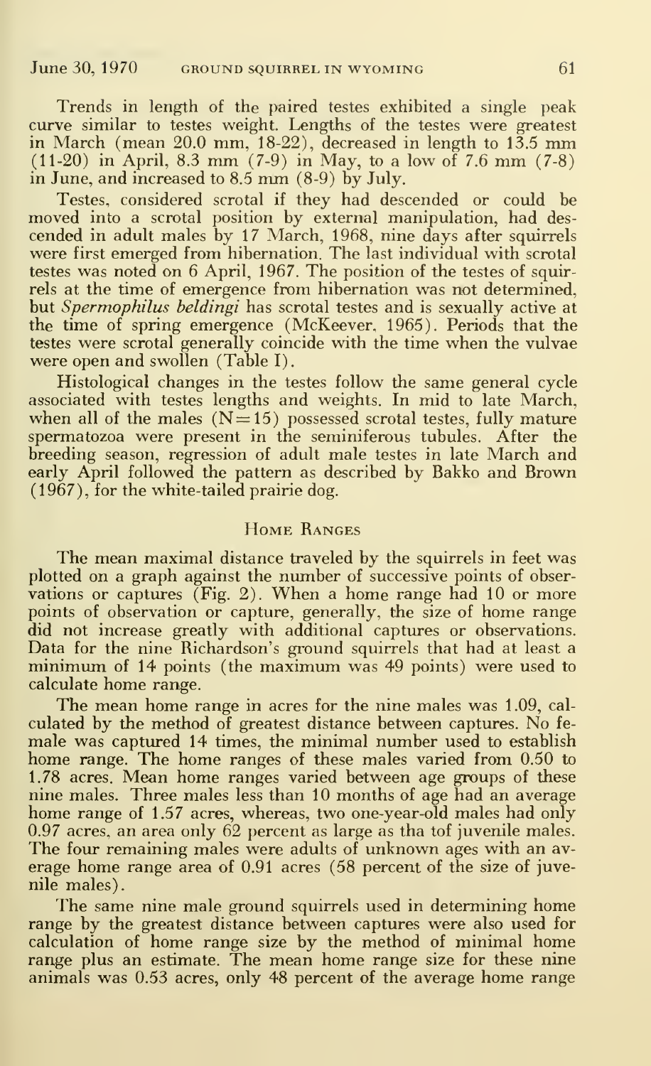Trends in length of the paired testes exhibited a single peak curve similar to testes weight. Lengths of the testes were greatest in March (mean 20.0 mm, 18-22), decreased in length to 13.5 mm (11-20) in April, 8.3 mm (7-9) in May, to a low of 7.6 mm (7-8) in June, and increased to 8.5 mm (8-9) by July.

Testes, considered scrotal if they had descended or could be moved into a scrotal position by external manipulation, had descended in adult males by 17 March, 1968, nine days after squirrels were first emerged from hibernation. The last individual with scrotal testes was noted on 6 April, 1967. The position of the testes of squirrels at the time of emergence from hibernation was not determined, but *Spermophilus beldingi* has scrotal testes and is sexually active at the time of spring emergence (McKeever, 1965). Periods that the testes were scrotal generally coincide with the time when the vulvae were open and swollen (Table I).

Histological changes in the testes follow the same general cycle associated with testes lengths and weights. In mid to late March, when all of the males (N = 15) possessed scrotal testes, fully mature spermatozoa were present in the seminiferous tubules. After the breeding season, regression of adult male testes in late March and early April followed the pattern as described by Bakko and Brown (1967), for the white-tailed prairie dog.

## Home Ranges

The mean maximal distance traveled by the squirrels in feet was plotted on a graph against the number of successive points of observations or captures (Fig. 2). When a home range had 10 or more points of observation or capture, generally, the size of home range did not increase greatly with additional captures or observations. Data for the nine Richardson's ground squirrels that had at least a minimum of 14 points (the maximum was 49 points) were used to calculate home range.

The mean home range in acres for the nine males was 1.09, calculated by the method of greatest distance between captures. No female was captured 14 times, the minimal number used to establish home range. The home ranges of these males varied from 0.50 to 1.78 acres. Mean home ranges varied between age groups of these nine males. Three males less than 10 months of age had an average home range of 1.57 acres, whereas, two one-year-old males had only 0.97 acres, an area only 62 percent as large as tha tof juvenile males. The four remaining males were adults of unknown ages with an average home range area of 0.91 acres (58 percent of the size of juvenile males).

The same nine male ground squirrels used in determining home range by the greatest distance between captures were also used for calculation of home range size by the method of minimal home range plus an estimate. The mean home range size for these nine animals was 0.53 acres, only 48 percent of the average home range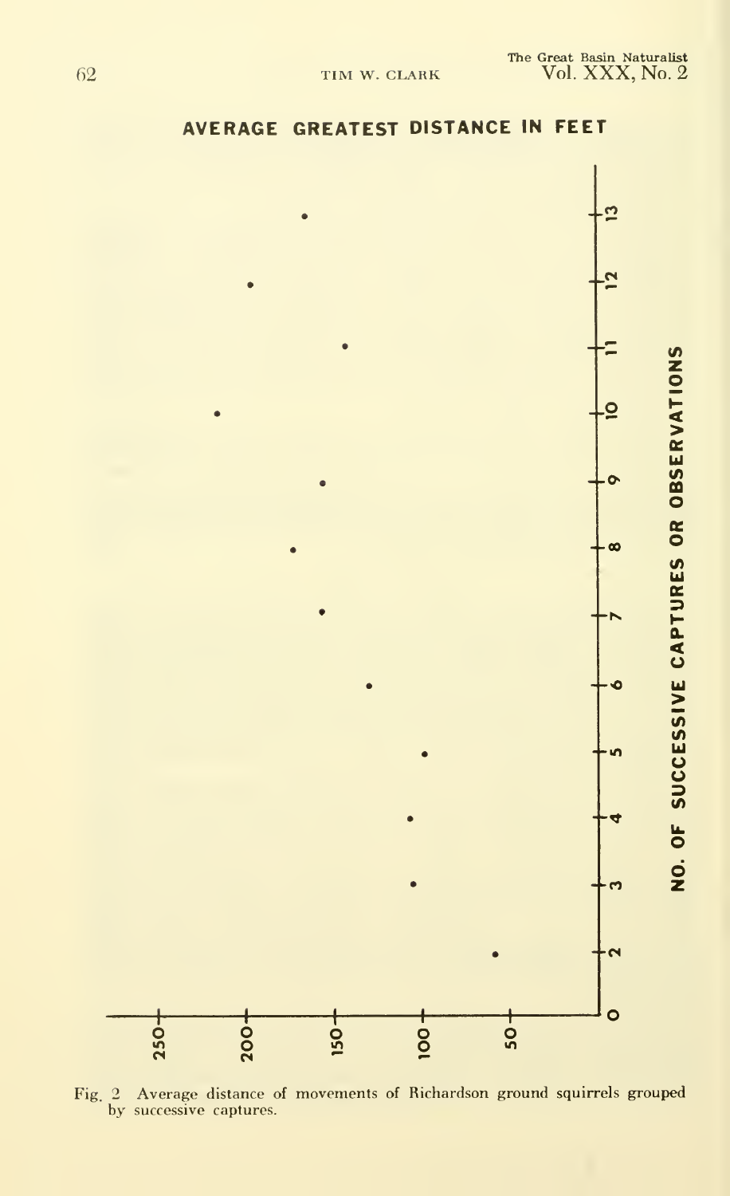Fig. 2 Average distance of movements of Richardson ground squirrels grouped by successive captures.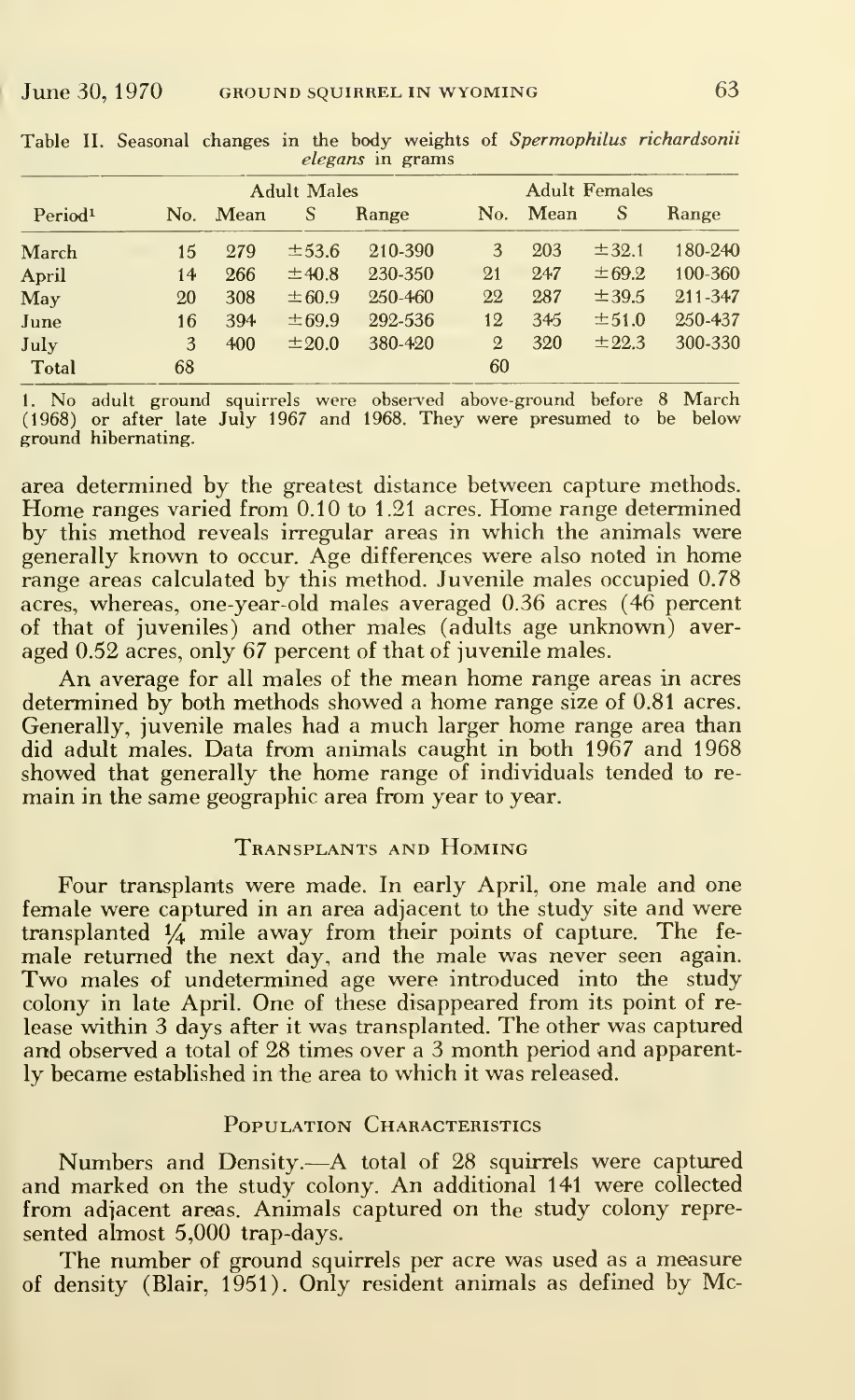Table II. Seasonal changes in the body weights of *Spermophilus richardsonii elegans* in grams

| Period[1] | Adult Males | | | | Adult Females | | | |
|---|---|---|---|---|---|---|---|---|
| | No. | Mean | S | Range | No. | Mean | S | Range |
| March | 15 | 279 | ±53.6 | 210-390 | 3 | 203 | ±32.1 | 180-240 |
| April | 14 | 266 | ±40.8 | 230-350 | 21 | 247 | ±69.2 | 100-360 |
| May | 20 | 308 | ±60.9 | 250-460 | 22 | 287 | ±39.5 | 211-347 |
| June | 16 | 394 | ±69.9 | 292-536 | 12 | 345 | ±51.0 | 250-437 |
| July | 3 | 400 | ±20.0 | 380-420 | 2 | 320 | ±22.3 | 300-330 |
| Total | 68 | | | | 60 | | | |

1. No adult ground squirrels were observed above-ground before 8 March (1968) or after late July 1967 and 1968. They were presumed to be below ground hibernating.

area determined by the greatest distance between capture methods. Home ranges varied from 0.10 to 1.21 acres. Home range determined by this method reveals irregular areas in which the animals were generally known to occur. Age differences were also noted in home range areas calculated by this method. Juvenile males occupied 0.78 acres, whereas, one-year-old males averaged 0.36 acres (46 percent of that of juveniles) and other males (adults age unknown) averaged 0.52 acres, only 67 percent of that of juvenile males.

An average for all males of the mean home range areas in acres determined by both methods showed a home range size of 0.81 acres. Generally, juvenile males had a much larger home range area than did adult males. Data from animals caught in both 1967 and 1968 showed that generally the home range of individuals tended to remain in the same geographic area from year to year.

## Transplants and Homing

Four transplants were made. In early April, one male and one female were captured in an area adjacent to the study site and were transplanted ¼ mile away from their points of capture. The female returned the next day, and the male was never seen again. Two males of undetermined age were introduced into the study colony in late April. One of these disappeared from its point of release within 3 days after it was transplanted. The other was captured and observed a total of 28 times over a 3 month period and apparently became established in the area to which it was released.

## Population Characteristics

Numbers and Density.—A total of 28 squirrels were captured and marked on the study colony. An additional 141 were collected from adjacent areas. Animals captured on the study colony represented almost 5,000 trap-days.

The number of ground squirrels per acre was used as a measure of density (Blair, 1951). Only resident animals as defined by Mc-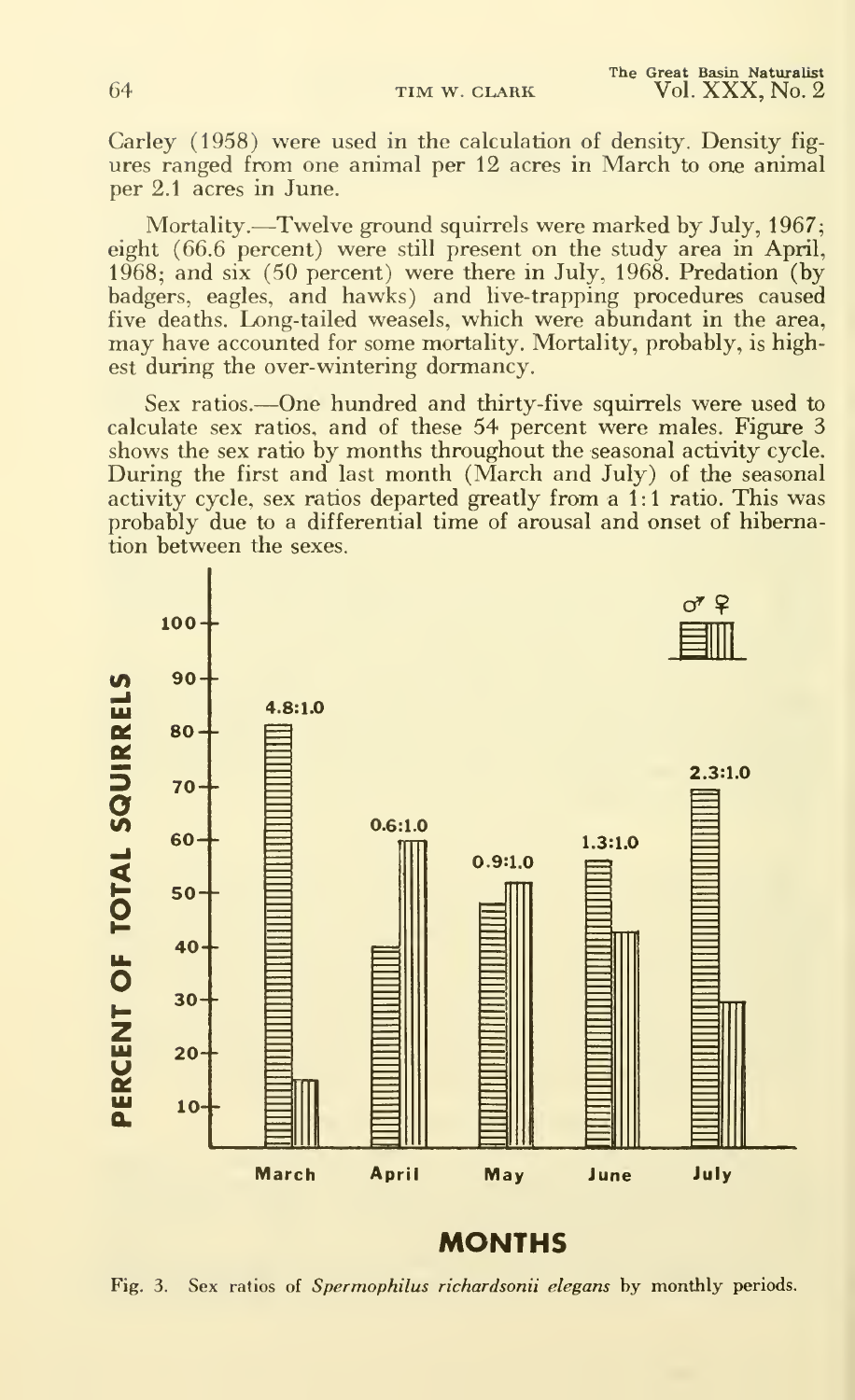Carley (1958) were used in the calculation of density. Density figures ranged from one animal per 12 acres in March to one animal per 2.1 acres in June.

Mortality.—Twelve ground squirrels were marked by July, 1967; eight (66.6 percent) were still present on the study area in April, 1968; and six (50 percent) were there in July, 1968. Predation (by badgers, eagles, and hawks) and live-trapping procedures caused five deaths. Long-tailed weasels, which were abundant in the area, may have accounted for some mortality. Mortality, probably, is highest during the over-wintering dormancy.

Sex ratios.—One hundred and thirty-five squirrels were used to calculate sex ratios, and of these 54 percent were males. Figure 3 shows the sex ratio by months throughout the seasonal activity cycle. During the first and last month (March and July) of the seasonal activity cycle, sex ratios departed greatly from a 1:1 ratio. This was probably due to a differential time of arousal and onset of hibernation between the sexes.

Fig. 3. Sex ratios of *Spermophilus richardsonii elegans* by monthly periods.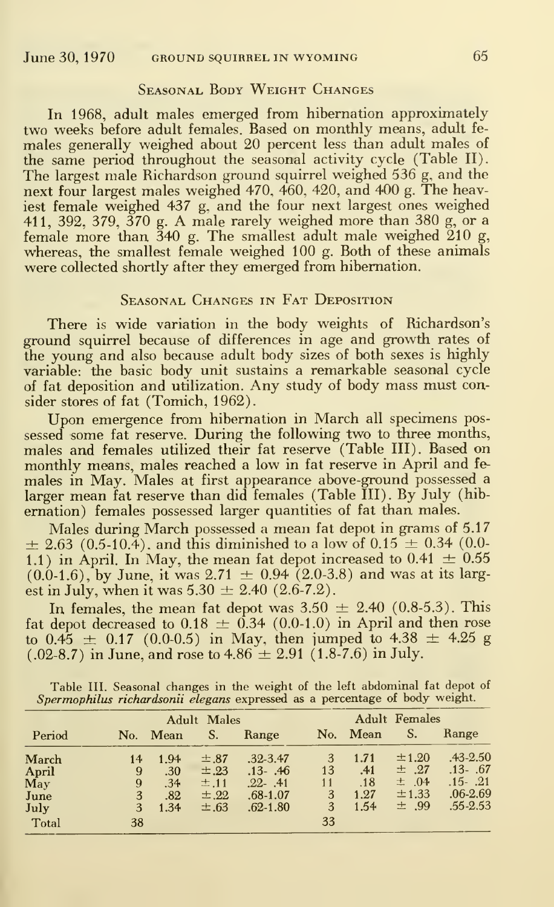## Seasonal Body Weight Changes

In 1968, adult males emerged from hibernation approximately two weeks before adult females. Based on monthly means, adult females generally weighed about 20 percent less than adult males of the same period throughout the seasonal activity cycle (Table II). The largest male Richardson ground squirrel weighed 536 g, and the next four largest males weighed 470, 460, 420, and 400 g. The heaviest female weighed 437 g, and the four next largest ones weighed 411, 392, 379, 370 g. A male rarely weighed more than 380 g, or a female more than 340 g. The smallest adult male weighed 210 g, whereas, the smallest female weighed 100 g. Both of these animals were collected shortly after they emerged from hibernation.

## Seasonal Changes in Fat Deposition

There is wide variation in the body weights of Richardson's ground squirrel because of differences in age and growth rates of the young and also because adult body sizes of both sexes is highly variable: the basic body unit sustains a remarkable seasonal cycle of fat deposition and utilization. Any study of body mass must consider stores of fat (Tomich, 1962).

Upon emergence from hibernation in March all specimens possessed some fat reserve. During the following two to three months, males and females utilized their fat reserve (Table III). Based on monthly means, males reached a low in fat reserve in April and females in May. Males at first appearance above-ground possessed a larger mean fat reserve than did females (Table III). By July (hibernation) females possessed larger quantities of fat than males.

Males during March possessed a mean fat depot in grams of 5.17 ± 2.63 (0.5-10.4). and this diminished to a low of 0.15 ± 0.34 (0.0-1.1) in April. In May, the mean fat depot increased to 0.41 ± 0.55 (0.0-1.6), by June, it was 2.71 ± 0.94 (2.0-3.8) and was at its largest in July, when it was 5.30 ± 2.40 (2.6-7.2).

In females, the mean fat depot was 3.50 ± 2.40 (0.8-5.3). This fat depot decreased to 0.18 ± 0.34 (0.0-1.0) in April and then rose to 0.45 ± 0.17 (0.0-0.5) in May, then jumped to 4.38 ± 4.25 g (.02-8.7) in June, and rose to 4.86 ± 2.91 (1.8-7.6) in July.

Table III. Seasonal changes in the weight of the left abdominal fat depot of *Spermophilus richardsonii elegans* expressed as a percentage of body weight.

| Period | Adult Males | | | | Adult Females | | | |
|---|---|---|---|---|---|---|---|---|
| | No. | Mean | S. | Range | No. | Mean | S. | Range |
| March | 14 | 1.94 | ±.87 | .32-3.47 | 3 | 1.71 | ±1.20 | .43-2.50 |
| April | 9 | .30 | ±.23 | .13- .46 | 13 | .41 | ± .27 | .13- .67 |
| May | 9 | .34 | ±.11 | .22- .41 | 11 | .18 | ± .04 | .15- .21 |
| June | 3 | .82 | ±.22 | .68-1.07 | 3 | 1.27 | ±1.33 | .06-2.69 |
| July | 3 | 1.34 | ±.63 | .62-1.80 | 3 | 1.54 | ± .99 | .55-2.53 |
| Total | 38 | | | | 33 | | | |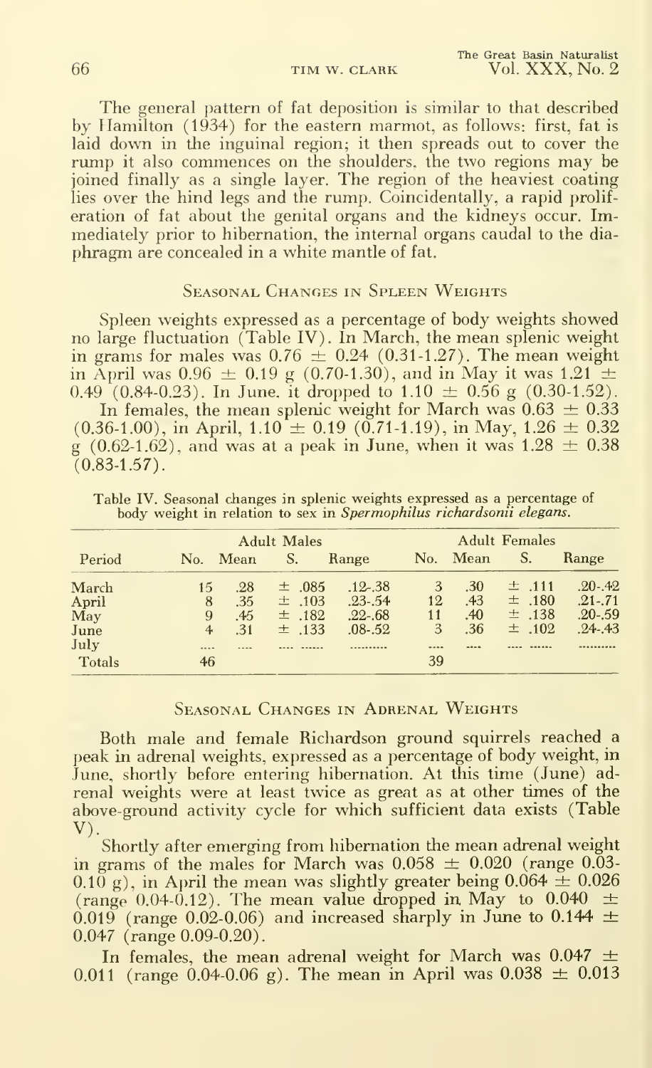The general pattern of fat deposition is similar to that described by Hamilton (1934) for the eastern marmot, as follows: first, fat is laid down in the inguinal region; it then spreads out to cover the rump it also commences on the shoulders. the two regions may be joined finally as a single layer. The region of the heaviest coating lies over the hind legs and the rump. Coincidentally, a rapid proliferation of fat about the genital organs and the kidneys occur. Immediately prior to hibernation, the internal organs caudal to the diaphragm are concealed in a white mantle of fat.

## Seasonal Changes in Spleen Weights

Spleen weights expressed as a percentage of body weights showed no large fluctuation (Table IV). In March, the mean splenic weight in grams for males was 0.76 ± 0.24 (0.31-1.27). The mean weight in April was 0.96 ± 0.19 g (0.70-1.30), and in May it was 1.21 ± 0.49 (0.84-0.23). In June. it dropped to 1.10 ± 0.56 g (0.30-1.52).

In females, the mean splenic weight for March was 0.63 ± 0.33 (0.36-1.00), in April, 1.10 ± 0.19 (0.71-1.19), in May, 1.26 ± 0.32 g (0.62-1.62), and was at a peak in June, when it was 1.28 ± 0.38 (0.83-1.57).

Table IV. Seasonal changes in splenic weights expressed as a percentage of body weight in relation to sex in *Spermophilus richardsonii elegans*.

| | Adult Males | | | | Adult Females | | | |
|---|---|---|---|---|---|---|---|---|
| Period | No. | Mean | S. | Range | No. | Mean | S. | Range |
| March | 15 | .28 | ± .085 | .12-.38 | 3 | .30 | ± .111 | .20-.42 |
| April | 8 | .35 | ± .103 | .23-.54 | 12 | .43 | ± .180 | .21-.71 |
| May | 9 | .45 | ± .182 | .22-.68 | 11 | .40 | ± .138 | .20-.59 |
| June | 4 | .31 | ± .133 | .08-.52 | 3 | .36 | ± .102 | .24-.43 |
| July | .... | .... | .... ...... | .......... | .... | .... | .... ...... | .......... |
| Totals | 46 | | | | 39 | | | |

## Seasonal Changes in Adrenal Weights

Both male and female Richardson ground squirrels reached a peak in adrenal weights, expressed as a percentage of body weight, in June, shortly before entering hibernation. At this time (June) adrenal weights were at least twice as great as at other times of the above-ground activity cycle for which sufficient data exists (Table V).

Shortly after emerging from hibernation the mean adrenal weight in grams of the males for March was 0.058 ± 0.020 (range 0.03-0.10 g), in April the mean was slightly greater being 0.064 ± 0.026 (range 0.04-0.12). The mean value dropped in May to 0.040 ± 0.019 (range 0.02-0.06) and increased sharply in June to 0.144 ± 0.047 (range 0.09-0.20).

In females, the mean adrenal weight for March was 0.047 ± 0.011 (range 0.04-0.06 g). The mean in April was 0.038 ± 0.013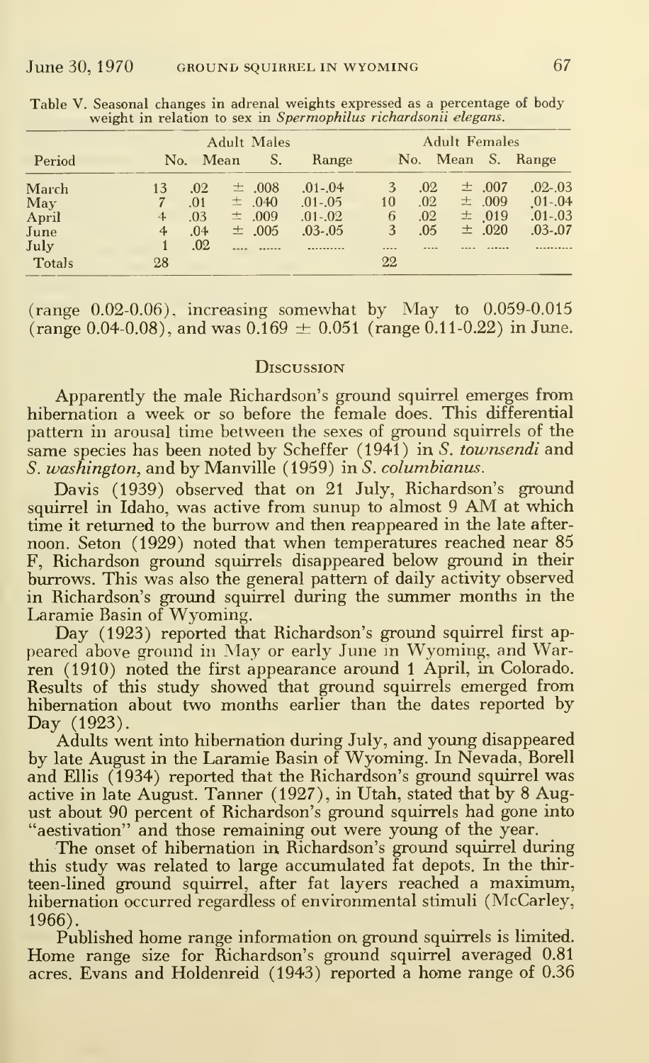Table V. Seasonal changes in adrenal weights expressed as a percentage of body weight in relation to sex in *Spermophilus richardsonii elegans*.

| Period | Adult Males | | | | Adult Females | | | |
|---|---|---|---|---|---|---|---|---|
| | No. | Mean | S. | Range | No. | Mean | S. | Range |
| March | 13 | .02 | ± .008 | .01-.04 | 3 | .02 | ± .007 | .02-.03 |
| May | 7 | .01 | ± .040 | .01-.05 | 10 | .02 | ± .009 | .01-.04 |
| April | 4 | .03 | ± .009 | .01-.02 | 6 | .02 | ± .019 | .01-.03 |
| June | 4 | .04 | ± .005 | .03-.05 | 3 | .05 | ± .020 | .03-.07 |
| July | 1 | .02 | ...... | ......... | .... | .... | ...... | ......... |
| Totals | 28 | | | | 22 | | | |

(range 0.02-0.06), increasing somewhat by May to 0.059-0.015 (range 0.04-0.08), and was 0.169 ± 0.051 (range 0.11-0.22) in June.

## Discussion

Apparently the male Richardson's ground squirrel emerges from hibernation a week or so before the female does. This differential pattern in arousal time between the sexes of ground squirrels of the same species has been noted by Scheffer (1941) in *S. townsendi* and *S. washington*, and by Manville (1959) in *S. columbianus*.

Davis (1939) observed that on 21 July, Richardson's ground squirrel in Idaho, was active from sunup to almost 9 AM at which time it returned to the burrow and then reappeared in the late afternoon. Seton (1929) noted that when temperatures reached near 85 F, Richardson ground squirrels disappeared below ground in their burrows. This was also the general pattern of daily activity observed in Richardson's ground squirrel during the summer months in the Laramie Basin of Wyoming.

Day (1923) reported that Richardson's ground squirrel first appeared above ground in May or early June in Wyoming, and Warren (1910) noted the first appearance around 1 April, in Colorado. Results of this study showed that ground squirrels emerged from hibernation about two months earlier than the dates reported by Day (1923).

Adults went into hibernation during July, and young disappeared by late August in the Laramie Basin of Wyoming. In Nevada, Borell and Ellis (1934) reported that the Richardson's ground squirrel was active in late August. Tanner (1927), in Utah, stated that by 8 August about 90 percent of Richardson's ground squirrels had gone into "aestivation" and those remaining out were young of the year.

The onset of hibernation in Richardson's ground squirrel during this study was related to large accumulated fat depots. In the thirteen-lined ground squirrel, after fat layers reached a maximum, hibernation occurred regardless of environmental stimuli (McCarley, 1966).

Published home range information on ground squirrels is limited. Home range size for Richardson's ground squirrel averaged 0.81 acres. Evans and Holdenreid (1943) reported a home range of 0.36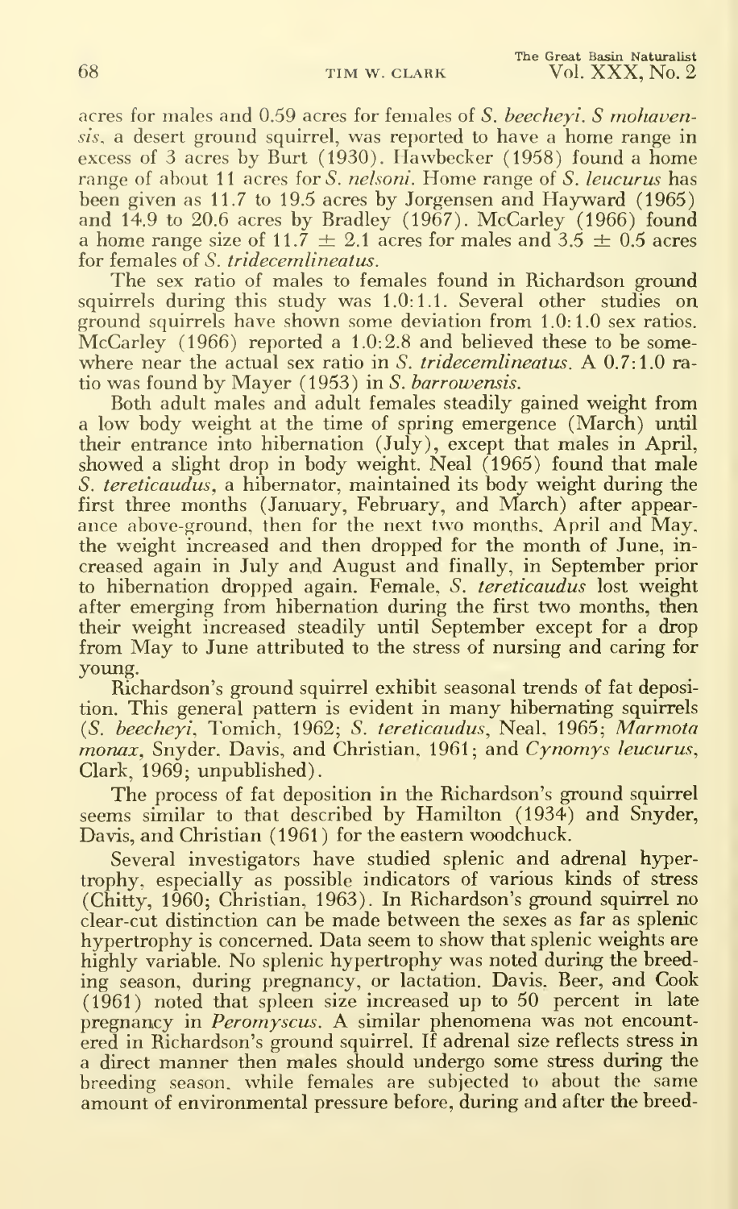acres for males and 0.59 acres for females of *S. beecheyi*. *S mohavensis*, a desert ground squirrel, was reported to have a home range in excess of 3 acres by Burt (1930). Hawbecker (1958) found a home range of about 11 acres for *S. nelsoni*. Home range of *S. leucurus* has been given as 11.7 to 19.5 acres by Jorgensen and Hayward (1965) and 14.9 to 20.6 acres by Bradley (1967). McCarley (1966) found a home range size of $11.7 \pm 2.1$ acres for males and $3.5 \pm 0.5$ acres for females of *S. tridecemlineatus*.

The sex ratio of males to females found in Richardson ground squirrels during this study was 1.0:1.1. Several other studies on ground squirrels have shown some deviation from 1.0:1.0 sex ratios. McCarley (1966) reported a 1.0:2.8 and believed these to be somewhere near the actual sex ratio in *S. tridecemlineatus*. A 0.7:1.0 ratio was found by Mayer (1953) in *S. barrowensis*.

Both adult males and adult females steadily gained weight from a low body weight at the time of spring emergence (March) until their entrance into hibernation (July), except that males in April, showed a slight drop in body weight. Neal (1965) found that male *S. tereticaudus*, a hibernator, maintained its body weight during the first three months (January, February, and March) after appearance above-ground, then for the next two months, April and May, the weight increased and then dropped for the month of June, increased again in July and August and finally, in September prior to hibernation dropped again. Female, *S. tereticaudus* lost weight after emerging from hibernation during the first two months, then their weight increased steadily until September except for a drop from May to June attributed to the stress of nursing and caring for young.

Richardson's ground squirrel exhibit seasonal trends of fat deposition. This general pattern is evident in many hibernating squirrels (*S. beecheyi*, Tomich, 1962; *S. tereticaudus*, Neal, 1965; *Marmota monax*, Snyder, Davis, and Christian, 1961; and *Cynomys leucurus*, Clark, 1969; unpublished).

The process of fat deposition in the Richardson's ground squirrel seems similar to that described by Hamilton (1934) and Snyder, Davis, and Christian (1961) for the eastern woodchuck.

Several investigators have studied splenic and adrenal hypertrophy, especially as possible indicators of various kinds of stress (Chitty, 1960; Christian, 1963). In Richardson's ground squirrel no clear-cut distinction can be made between the sexes as far as splenic hypertrophy is concerned. Data seem to show that splenic weights are highly variable. No splenic hypertrophy was noted during the breeding season, during pregnancy, or lactation. Davis, Beer, and Cook (1961) noted that spleen size increased up to 50 percent in late pregnancy in *Peromyscus*. A similar phenomena was not encountered in Richardson's ground squirrel. If adrenal size reflects stress in a direct manner then males should undergo some stress during the breeding season, while females are subjected to about the same amount of environmental pressure before, during and after the breed-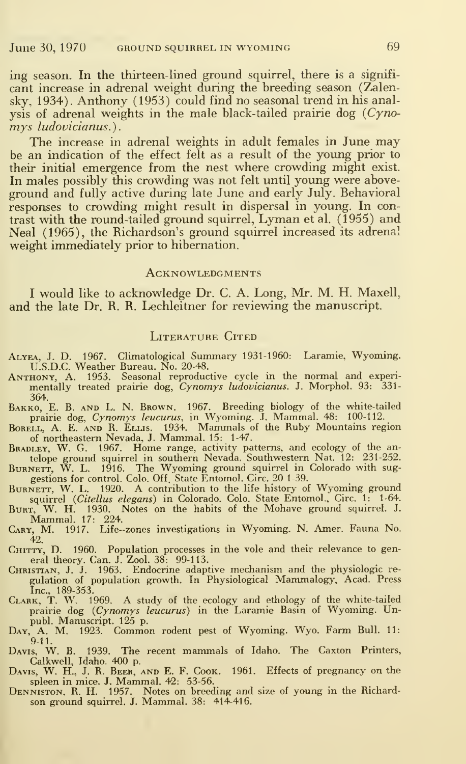ing season. In the thirteen-lined ground squirrel, there is a significant increase in adrenal weight during the breeding season (Zalensky, 1934). Anthony (1953) could find no seasonal trend in his analysis of adrenal weights in the male black-tailed prairie dog (*Cynomys ludovicianus.*).

The increase in adrenal weights in adult females in June may be an indication of the effect felt as a result of the young prior to their initial emergence from the nest where crowding might exist. In males possibly this crowding was not felt until young were aboveground and fully active during late June and early July. Behavioral responses to crowding might result in dispersal in young. In contrast with the round-tailed ground squirrel, Lyman et al. (1955) and Neal (1965), the Richardson's ground squirrel increased its adrenal weight immediately prior to hibernation.

## Acknowledgments

I would like to acknowledge Dr. C. A. Long, Mr. M. H. Maxell, and the late Dr. R. R. Lechleitner for reviewing the manuscript.

## Literature Cited

Alyea, J. D. 1967. Climatological Summary 1931-1960: Laramie, Wyoming. U.S.D.C. Weather Bureau. No. 20-48.

Anthony, A. 1953. Seasonal reproductive cycle in the normal and experimentally treated prairie dog, *Cynomys ludovicianus*. J. Morphol. 93: 331-364.

Bakko, E. B. and L. N. Brown. 1967. Breeding biology of the white-tailed prairie dog, *Cynomys leucurus*, in Wyoming. J. Mammal. 48: 100-112.

Borell, A. E. and R. Ellis. 1934. Mammals of the Ruby Mountains region of northeastern Nevada. J. Mammal. 15: 1-47.

Bradley, W. G. 1967. Home range, activity patterns, and ecology of the antelope ground squirrel in southern Nevada. Southwestern Nat. 12: 231-252.

Burnett, W. L. 1916. The Wyoming ground squirrel in Colorado with suggestions for control. Colo. Off. State Entomol. Circ. 20 1-39.

Burnett, W. L. 1920. A contribution to the life history of Wyoming ground squirrel (*Citellus elegans*) in Colorado. Colo. State Entomol., Circ. 1: 1-64.

Burt, W. H. 1930. Notes on the habits of the Mohave ground squirrel. J. Mammal. 17: 224.

Cary, M. 1917. Life--zones investigations in Wyoming. N. Amer. Fauna No. 42.

Chitty, D. 1960. Population processes in the vole and their relevance to general theory. Can. J. Zool. 38: 99-113.

Christian, J. J. 1963. Endocrine adaptive mechanism and the physiologic regulation of population growth. In Physiological Mammalogy, Acad. Press Inc., 189-353.

Clark, T. W. 1969. A study of the ecology and ethology of the white-tailed prairie dog (*Cynomys leucurus*) in the Laramie Basin of Wyoming. Unpubl. Manuscript. 125 p.

Day, A. M. 1923. Common rodent pest of Wyoming. Wyo. Farm Bull. 11: 9-11.

Davis, W. B. 1939. The recent mammals of Idaho. The Caxton Printers, Calkwell, Idaho. 400 p.

Davis, W. H., J. R. Beer, and E. F. Cook. 1961. Effects of pregnancy on the spleen in mice. J. Mammal. 42: 53-56.

Denniston, R. H. 1957. Notes on breeding and size of young in the Richardson ground squirrel. J. Mammal. 38: 414-416.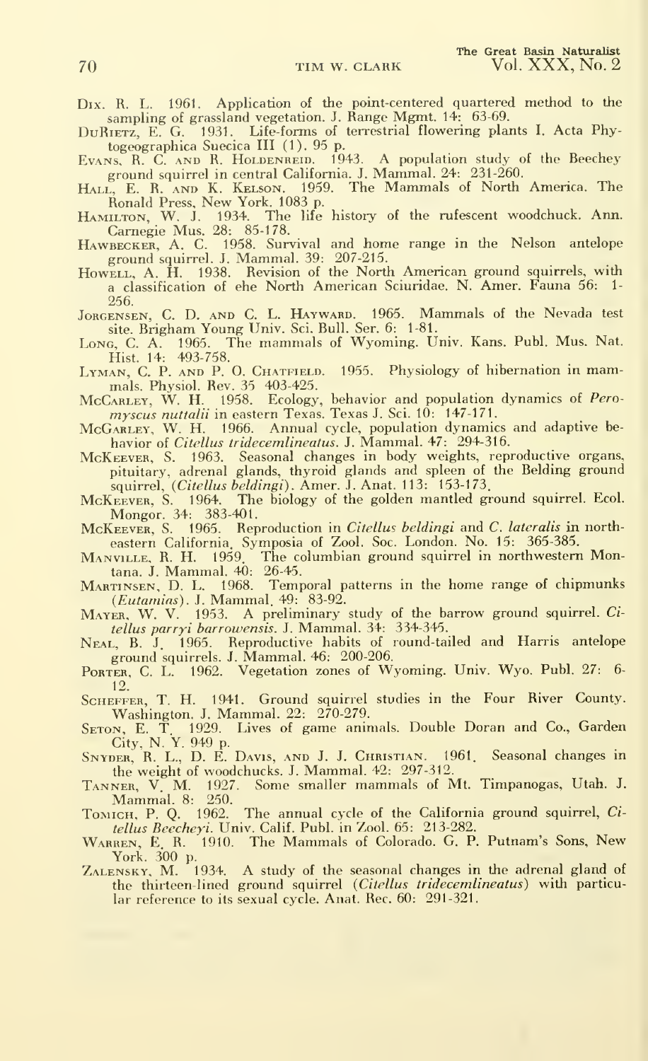Dix. R. L. 1961. Application of the point-centered quartered method to the sampling of grassland vegetation. J. Range Mgmt. 14: 63-69.

DuRietz, E. G. 1931. Life-forms of terrestrial flowering plants I. Acta Phytogeographica Suecica III (1). 95 p.

Evans, R. C. and R. Holdenreid. 1943. A population study of the Beechey ground squirrel in central California. J. Mammal. 24: 231-260.

Hall, E. R. and K. Kelson. 1959. The Mammals of North America. The Ronald Press, New York. 1083 p.

Hamilton, W. J. 1934. The life history of the rufescent woodchuck. Ann. Carnegie Mus. 28: 85-178.

Hawbecker, A. C. 1958. Survival and home range in the Nelson antelope ground squirrel. J. Mammal. 39: 207-215.

Howell, A. H. 1938. Revision of the North American ground squirrels, with a classification of ehe North American Sciuridae. N. Amer. Fauna 56: 1-256.

Jorgensen, C. D. and C. L. Hayward. 1965. Mammals of the Nevada test site. Brigham Young Univ. Sci. Bull. Ser. 6: 1-81.

Long, C. A. 1965. The mammals of Wyoming. Univ. Kans. Publ. Mus. Nat. Hist. 14: 493-758.

Lyman, C. P. and P. O. Chatfield. 1955. Physiology of hibernation in mammals. Physiol. Rev. 35 403-425.

McCarley, W. H. 1958. Ecology, behavior and population dynamics of *Peromyscus nuttalii* in eastern Texas. Texas J. Sci. 10: 147-171.

McCarley, W. H. 1966. Annual cycle, population dynamics and adaptive behavior of *Citellus tridecemlineatus*. J. Mammal. 47: 294-316.

McKeever, S. 1963. Seasonal changes in body weights, reproductive organs, pituitary, adrenal glands, thyroid glands and spleen of the Belding ground squirrel, (*Citellus beldingi*). Amer. J. Anat. 113: 153-173.

McKeever, S. 1964. The biology of the golden mantled ground squirrel. Ecol. Mongor. 34: 383-401.

McKeever, S. 1965. Reproduction in *Citellus beldingi* and *C. lateralis* in northeastern California. Symposia of Zool. Soc. London. No. 15: 365-385.

Manville, R. H. 1959. The columbian ground squirrel in northwestern Montana. J. Mammal. 40: 26-45.

Martinsen, D. L. 1968. Temporal patterns in the home range of chipmunks (*Eutamias*). J. Mammal. 49: 83-92.

Mayer, W. V. 1953. A preliminary study of the barrow ground squirrel. *Citellus parryi barrowensis*. J. Mammal. 34: 334-345.

Neal, B. J. 1965. Reproductive habits of round-tailed and Harris antelope ground squirrels. J. Mammal. 46: 200-206.

Porter, C. L. 1962. Vegetation zones of Wyoming. Univ. Wyo. Publ. 27: 6-12.

Scheffer, T. H. 1941. Ground squirrel studies in the Four River County. Washington. J. Mammal. 22: 270-279.

Seton, E. T. 1929. Lives of game animals. Double Doran and Co., Garden City, N. Y. 949 p.

Snyder, R. L., D. E. Davis, and J. J. Christian. 1961. Seasonal changes in the weight of woodchucks. J. Mammal. 42: 297-312.

Tanner, V. M. 1927. Some smaller mammals of Mt. Timpanogas, Utah. J. Mammal. 8: 250.

Tomich, P. Q. 1962. The annual cycle of the California ground squirrel, *Citellus Beecheyi*. Univ. Calif. Publ. in Zool. 65: 213-282.

Warren, E. R. 1910. The Mammals of Colorado. G. P. Putnam's Sons, New York. 300 p.

Zalensky, M. 1934. A study of the seasonal changes in the adrenal gland of the thirteen-lined ground squirrel (*Citellus tridecemlineatus*) with particular reference to its sexual cycle. Anat. Rec. 60: 291-321.